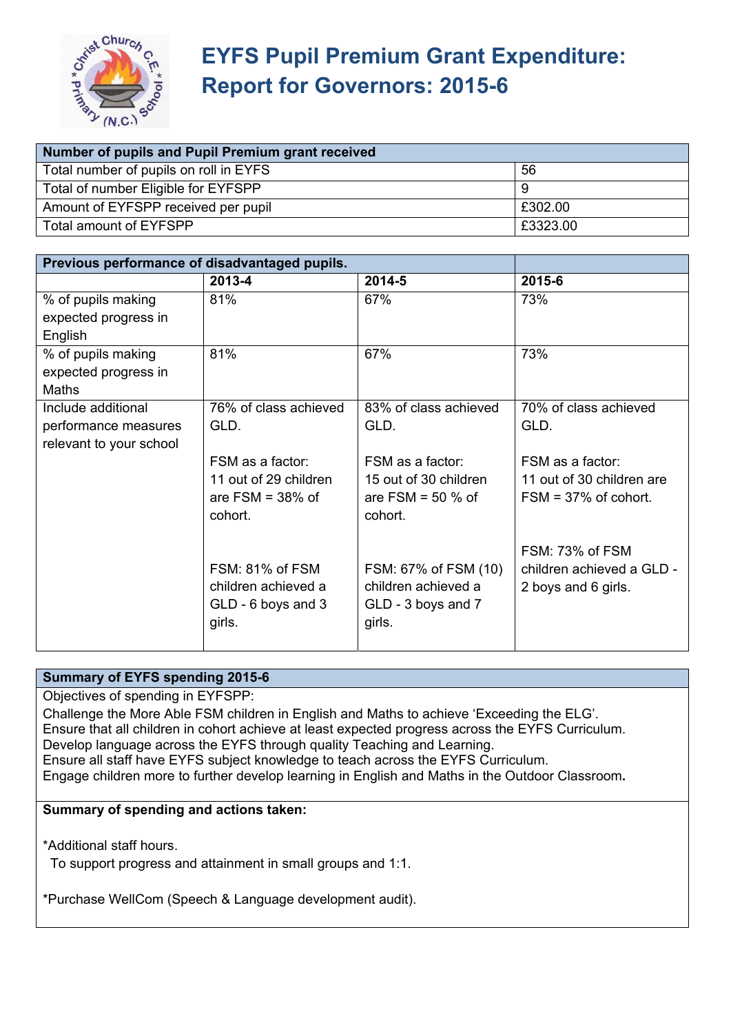# EYFS Pupil Premium Grant Expenditure: Report for Governors: 2015-6

| Number of pupils and Pupil Premium grant received | |
|---|---|
| Total number of pupils on roll in EYFS | 56 |
| Total of number Eligible for EYFSPP | 9 |
| Amount of EYFSPP received per pupil | £302.00 |
| Total amount of EYFSPP | £3323.00 |

| Previous performance of disadvantaged pupils. | | | |
|---|---|---|---|
| | 2013-4 | 2014-5 | 2015-6 |
| % of pupils making expected progress in English | 81% | 67% | 73% |
| % of pupils making expected progress in Maths | 81% | 67% | 73% |
| Include additional performance measures relevant to your school | 76% of class achieved GLD.<br><br>FSM as a factor: 11 out of 29 children are FSM = 38% of cohort.<br><br>FSM: 81% of FSM children achieved a GLD - 6 boys and 3 girls. | 83% of class achieved GLD.<br><br>FSM as a factor: 15 out of 30 children are FSM = 50 % of cohort.<br><br>FSM: 67% of FSM (10) children achieved a GLD - 3 boys and 7 girls. | 70% of class achieved GLD.<br><br>FSM as a factor: 11 out of 30 children are FSM = 37% of cohort.<br><br>FSM: 73% of FSM children achieved a GLD - 2 boys and 6 girls. |

**Summary of EYFS spending 2015-6**

Objectives of spending in EYFSPP:
Challenge the More Able FSM children in English and Maths to achieve 'Exceeding the ELG'.
Ensure that all children in cohort achieve at least expected progress across the EYFS Curriculum.
Develop language across the EYFS through quality Teaching and Learning.
Ensure all staff have EYFS subject knowledge to teach across the EYFS Curriculum.
Engage children more to further develop learning in English and Maths in the Outdoor Classroom.

**Summary of spending and actions taken:**

*Additional staff hours.
To support progress and attainment in small groups and 1:1.

*Purchase WellCom (Speech & Language development audit).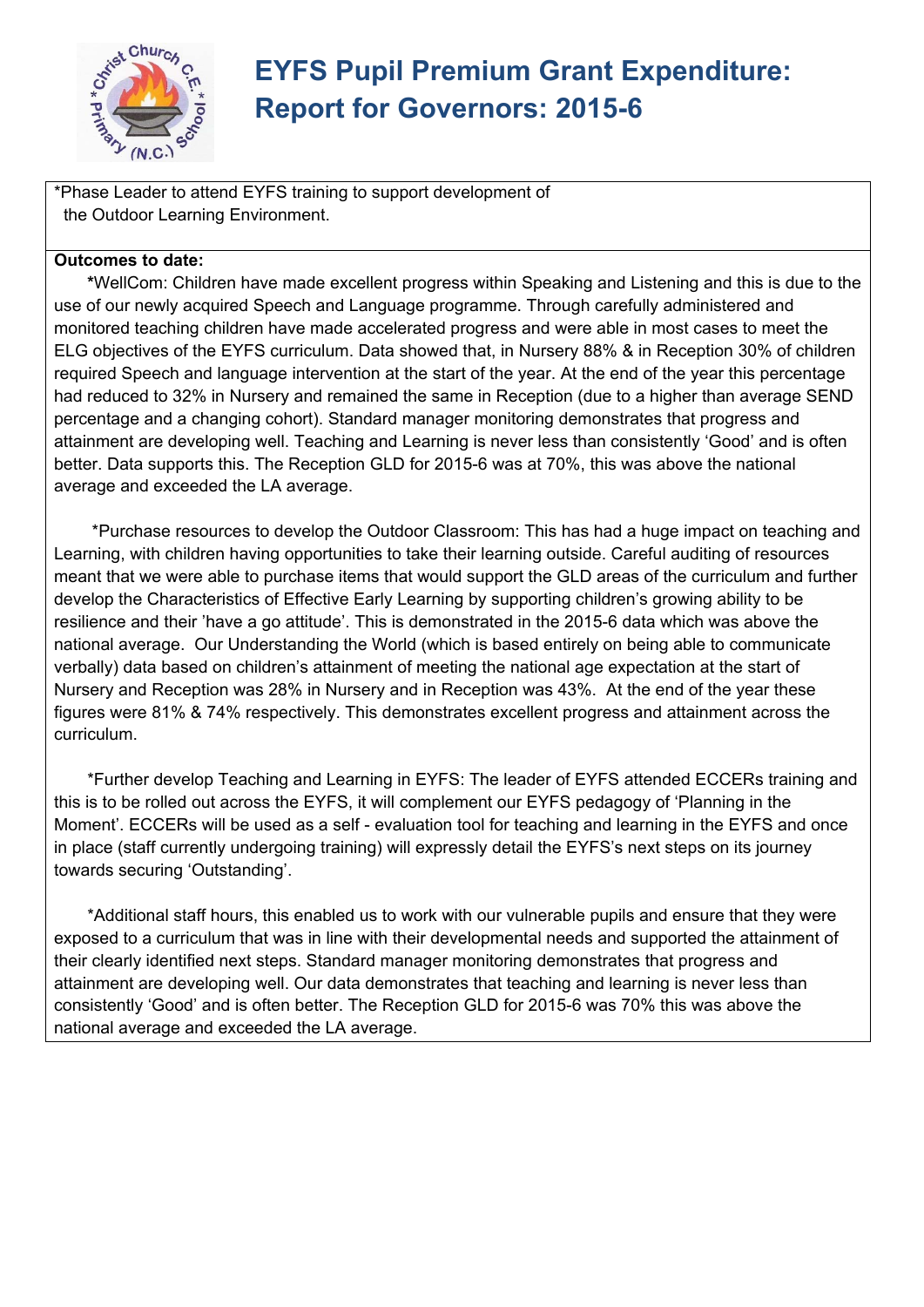# EYFS Pupil Premium Grant Expenditure: Report for Governors: 2015-6

*Phase Leader to attend EYFS training to support development of the Outdoor Learning Environment.

**Outcomes to date:**

**\***WellCom: Children have made excellent progress within Speaking and Listening and this is due to the use of our newly acquired Speech and Language programme. Through carefully administered and monitored teaching children have made accelerated progress and were able in most cases to meet the ELG objectives of the EYFS curriculum. Data showed that, in Nursery 88% & in Reception 30% of children required Speech and language intervention at the start of the year. At the end of the year this percentage had reduced to 32% in Nursery and remained the same in Reception (due to a higher than average SEND percentage and a changing cohort). Standard manager monitoring demonstrates that progress and attainment are developing well. Teaching and Learning is never less than consistently 'Good' and is often better. Data supports this. The Reception GLD for 2015-6 was at 70%, this was above the national average and exceeded the LA average.

*Purchase resources to develop the Outdoor Classroom: This has had a huge impact on teaching and Learning, with children having opportunities to take their learning outside. Careful auditing of resources meant that we were able to purchase items that would support the GLD areas of the curriculum and further develop the Characteristics of Effective Early Learning by supporting children's growing ability to be resilience and their 'have a go attitude'. This is demonstrated in the 2015-6 data which was above the national average. Our Understanding the World (which is based entirely on being able to communicate verbally) data based on children's attainment of meeting the national age expectation at the start of Nursery and Reception was 28% in Nursery and in Reception was 43%. At the end of the year these figures were 81% & 74% respectively. This demonstrates excellent progress and attainment across the curriculum.

*Further develop Teaching and Learning in EYFS: The leader of EYFS attended ECCERs training and this is to be rolled out across the EYFS, it will complement our EYFS pedagogy of 'Planning in the Moment'. ECCERs will be used as a self - evaluation tool for teaching and learning in the EYFS and once in place (staff currently undergoing training) will expressly detail the EYFS's next steps on its journey towards securing 'Outstanding'.

*Additional staff hours, this enabled us to work with our vulnerable pupils and ensure that they were exposed to a curriculum that was in line with their developmental needs and supported the attainment of their clearly identified next steps. Standard manager monitoring demonstrates that progress and attainment are developing well. Our data demonstrates that teaching and learning is never less than consistently 'Good' and is often better. The Reception GLD for 2015-6 was 70% this was above the national average and exceeded the LA average.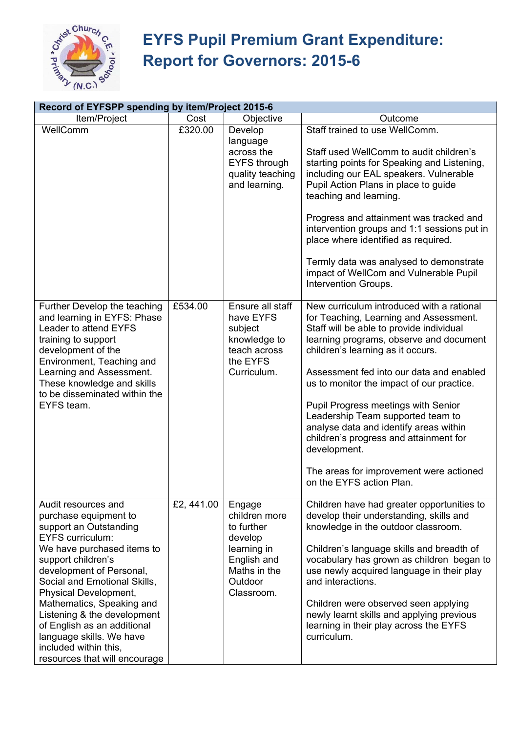# EYFS Pupil Premium Grant Expenditure: Report for Governors: 2015-6

| Record of EYFSPP spending by item/Project 2015-6 | | | |
|---|---|---|---|
| Item/Project | Cost | Objective | Outcome |
| WellComm | £320.00 | Develop language across the EYFS through quality teaching and learning. | Staff trained to use WellComm.<br><br>Staff used WellComm to audit children's starting points for Speaking and Listening, including our EAL speakers. Vulnerable Pupil Action Plans in place to guide teaching and learning.<br><br>Progress and attainment was tracked and intervention groups and 1:1 sessions put in place where identified as required.<br><br>Termly data was analysed to demonstrate impact of WellCom and Vulnerable Pupil Intervention Groups. |
| Further Develop the teaching and learning in EYFS: Phase Leader to attend EYFS training to support development of the Environment, Teaching and Learning and Assessment. These knowledge and skills to be disseminated within the EYFS team. | £534.00 | Ensure all staff have EYFS subject knowledge to teach across the EYFS Curriculum. | New curriculum introduced with a rational for Teaching, Learning and Assessment. Staff will be able to provide individual learning programs, observe and document children's learning as it occurs.<br><br>Assessment fed into our data and enabled us to monitor the impact of our practice.<br><br>Pupil Progress meetings with Senior Leadership Team supported team to analyse data and identify areas within children's progress and attainment for development.<br><br>The areas for improvement were actioned on the EYFS action Plan. |
| Audit resources and purchase equipment to support an Outstanding EYFS curriculum:<br>We have purchased items to support children's development of Personal, Social and Emotional Skills, Physical Development, Mathematics, Speaking and Listening & the development of English as an additional language skills. We have included within this, resources that will encourage | £2, 441.00 | Engage children more to further develop learning in English and Maths in the Outdoor Classroom. | Children have had greater opportunities to develop their understanding, skills and knowledge in the outdoor classroom.<br><br>Children's language skills and breadth of vocabulary has grown as children began to use newly acquired language in their play and interactions.<br><br>Children were observed seen applying newly learnt skills and applying previous learning in their play across the EYFS curriculum. |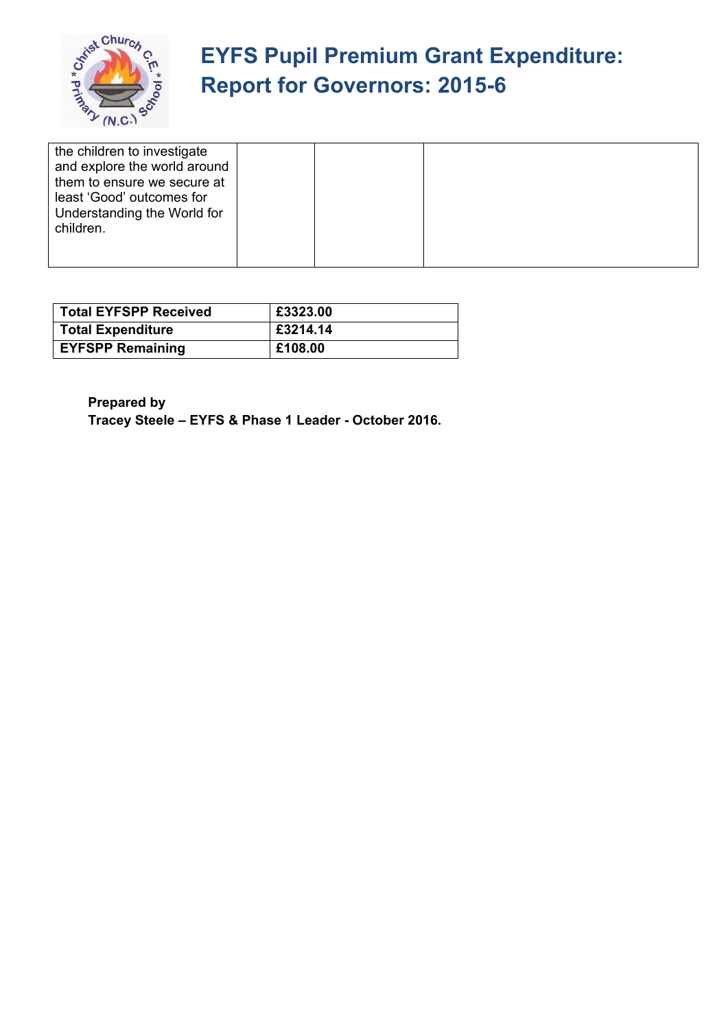# EYFS Pupil Premium Grant Expenditure: Report for Governors: 2015-6

| | | | |
|---|---|---|---|
| the children to investigate and explore the world around them to ensure we secure at least 'Good' outcomes for Understanding the World for children. | | | |

| | |
|---|---|
| **Total EYFSPP Received** | **£3323.00** |
| **Total Expenditure** | **£3214.14** |
| **EYFSPP Remaining** | **£108.00** |

**Prepared by**
**Tracey Steele – EYFS & Phase 1 Leader - October 2016.**